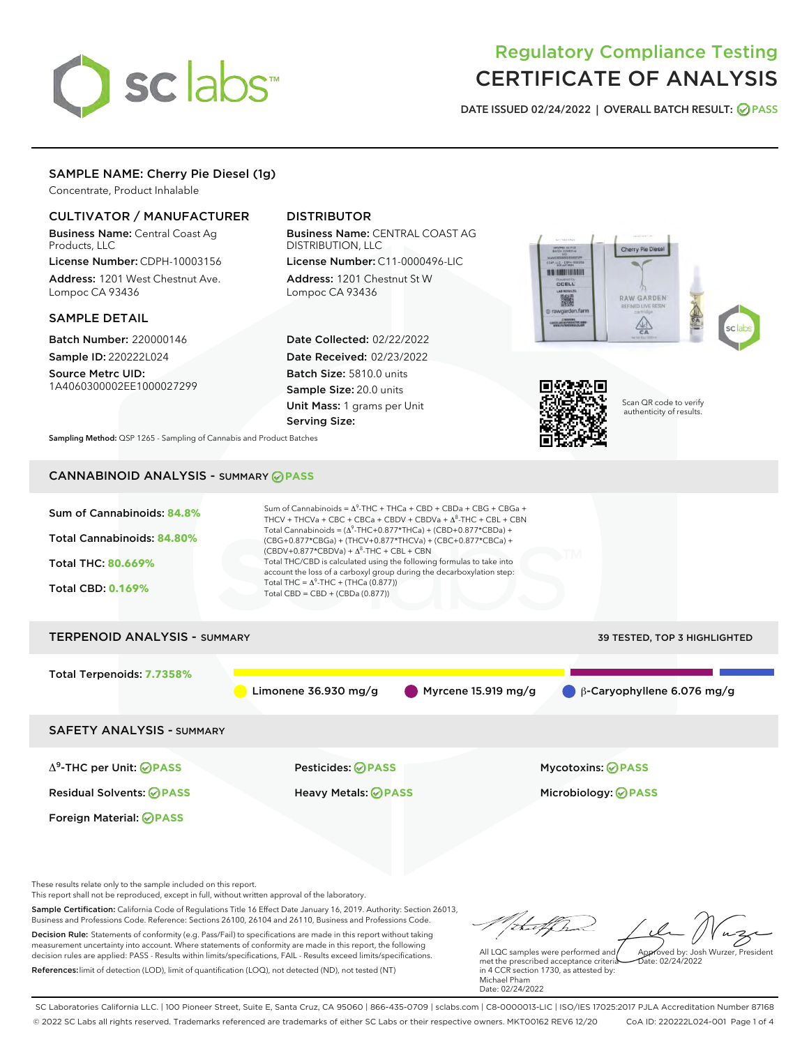# Regulatory Compliance Testing
# CERTIFICATE OF ANALYSIS

**DATE ISSUED 02/24/2022 | OVERALL BATCH RESULT: PASS**

## SAMPLE NAME: Cherry Pie Diesel (1g)

Concentrate, Product Inhalable

### CULTIVATOR / MANUFACTURER

**Business Name:** Central Coast Ag Products, LLC

**License Number:** CDPH-10003156

**Address:** 1201 West Chestnut Ave. Lompoc CA 93436

### DISTRIBUTOR

**Business Name:** CENTRAL COAST AG DISTRIBUTION, LLC

**License Number:** C11-0000496-LIC

**Address:** 1201 Chestnut St W Lompoc CA 93436

### SAMPLE DETAIL

**Batch Number:** 220000146

**Sample ID:** 220222L024

**Source Metrc UID:** 1A4060300002EE1000027299

**Date Collected:** 02/22/2022

**Date Received:** 02/23/2022

**Batch Size:** 5810.0 units

**Sample Size:** 20.0 units

**Unit Mass:** 1 grams per Unit

**Serving Size:**

**Sampling Method:** QSP 1265 - Sampling of Cannabis and Product Batches

Scan QR code to verify authenticity of results.

## CANNABINOID ANALYSIS - SUMMARY PASS

**Sum of Cannabinoids: 84.8%**

**Total Cannabinoids: 84.80%**

**Total THC: 80.669%**

**Total CBD: 0.169%**

Sum of Cannabinoids = $\Delta^9$-THC + THCa + CBD + CBDa + CBG + CBGa + THCV + THCVa + CBC + CBCa + CBDV + CBDVa + $\Delta^8$-THC + CBL + CBN

Total Cannabinoids = ($\Delta^9$-THC+0.877*THCa) + (CBD+0.877*CBDa) + (CBG+0.877*CBGa) + (THCV+0.877*THCVa) + (CBC+0.877*CBCa) + (CBDV+0.877*CBDVa) + $\Delta^8$-THC + CBL + CBN

Total THC/CBD is calculated using the following formulas to take into account the loss of a carboxyl group during the decarboxylation step:

Total THC = $\Delta^9$-THC + (THCa (0.877))

Total CBD = CBD + (CBDa (0.877))

## TERPENOID ANALYSIS - SUMMARY

39 TESTED, TOP 3 HIGHLIGHTED

**Total Terpenoids: 7.7358%**

Limonene 36.930 mg/g | Myrcene 15.919 mg/g | β-Caryophyllene 6.076 mg/g

## SAFETY ANALYSIS - SUMMARY

| | | |
|---|---|---|
| $\Delta^9$-THC per Unit: PASS | Pesticides: PASS | Mycotoxins: PASS |
| Residual Solvents: PASS | Heavy Metals: PASS | Microbiology: PASS |
| Foreign Material: PASS | | |

These results relate only to the sample included on this report.
This report shall not be reproduced, except in full, without written approval of the laboratory.

**Sample Certification:** California Code of Regulations Title 16 Effect Date January 16, 2019. Authority: Section 26013, Business and Professions Code. Reference: Sections 26100, 26104 and 26110, Business and Professions Code.

**Decision Rule:** Statements of conformity (e.g. Pass/Fail) to specifications are made in this report without taking measurement uncertainty into account. Where statements of conformity are made in this report, the following decision rules are applied: PASS - Results within limits/specifications, FAIL - Results exceed limits/specifications.

**References:** limit of detection (LOD), limit of quantification (LOQ), not detected (ND), not tested (NT)

All LQC samples were performed and met the prescribed acceptance criteria in 4 CCR section 1730, as attested by: Michael Pham
Date: 02/24/2022

Approved by: Josh Wurzer, President
Date: 02/24/2022

SC Laboratories California LLC. | 100 Pioneer Street, Suite E, Santa Cruz, CA 95060 | 866-435-0709 | sclabs.com | C8-0000013-LIC | ISO/IES 17025:2017 PJLA Accreditation Number 87168
© 2022 SC Labs all rights reserved. Trademarks referenced are trademarks of either SC Labs or their respective owners. MKT00162 REV6 12/20 CoA ID: 220222L024-001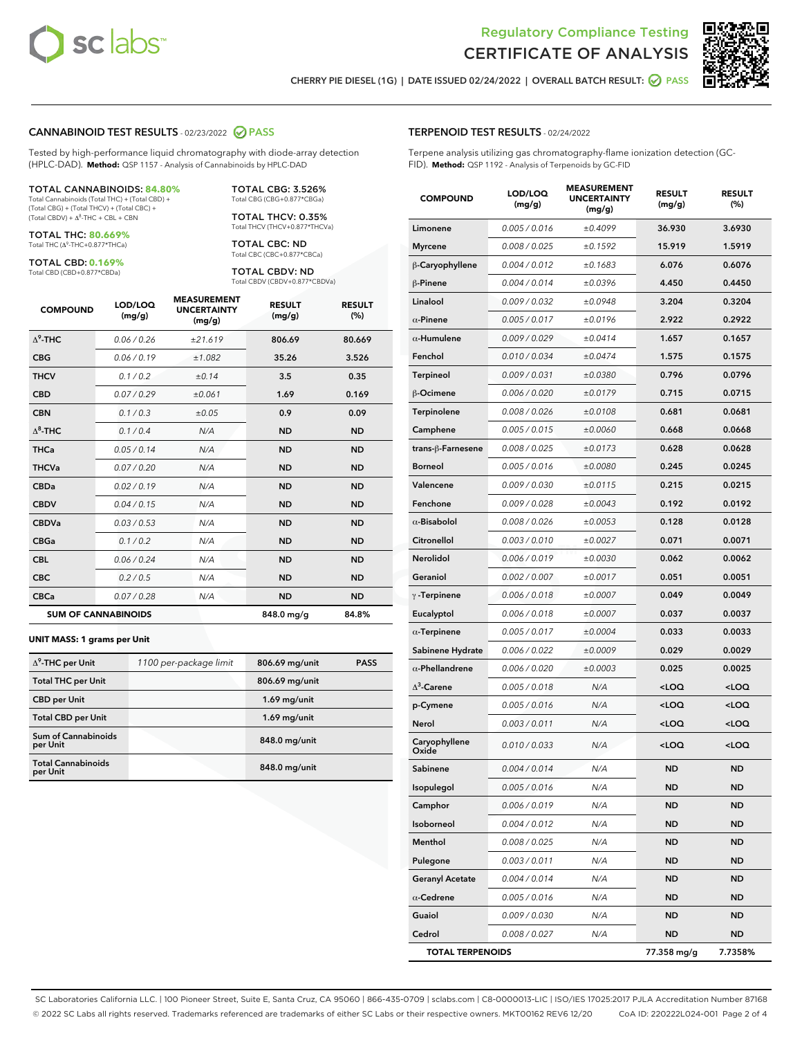# Regulatory Compliance Testing
## CERTIFICATE OF ANALYSIS

CHERRY PIE DIESEL (1G) | DATE ISSUED 02/24/2022 | OVERALL BATCH RESULT: PASS

## CANNABINOID TEST RESULTS - 02/23/2022 PASS

Tested by high-performance liquid chromatography with diode-array detection (HPLC-DAD). **Method:** QSP 1157 - Analysis of Cannabinoids by HPLC-DAD

**TOTAL CANNABINOIDS: 84.80%**
Total Cannabinoids (Total THC) + (Total CBD) + (Total CBG) + (Total THCV) + (Total CBC) + (Total CBDV) + $\Delta^8$-THC + CBL + CBN

**TOTAL THC: 80.669%**
Total THC ($\Delta^9$-THC+0.877*THCa)

**TOTAL CBD: 0.169%**
Total CBD (CBD+0.877*CBDa)

**TOTAL CBG: 3.526%**
Total CBG (CBG+0.877*CBGa)

**TOTAL THCV: 0.35%**
Total THCV (THCV+0.877*THCVa)

**TOTAL CBC: ND**
Total CBC (CBC+0.877*CBCa)

**TOTAL CBDV: ND**
Total CBDV (CBDV+0.877*CBDVa)

| COMPOUND | LOD/LOQ (mg/g) | MEASUREMENT UNCERTAINTY (mg/g) | RESULT (mg/g) | RESULT (%) |
|---|---|---|---|---|
| $\Delta^9$-THC | 0.06 / 0.26 | ±21.619 | 806.69 | 80.669 |
| CBG | 0.06 / 0.19 | ±1.082 | 35.26 | 3.526 |
| THCV | 0.1 / 0.2 | ±0.14 | 3.5 | 0.35 |
| CBD | 0.07 / 0.29 | ±0.061 | 1.69 | 0.169 |
| CBN | 0.1 / 0.3 | ±0.05 | 0.9 | 0.09 |
| $\Delta^8$-THC | 0.1 / 0.4 | N/A | ND | ND |
| THCa | 0.05 / 0.14 | N/A | ND | ND |
| THCVa | 0.07 / 0.20 | N/A | ND | ND |
| CBDa | 0.02 / 0.19 | N/A | ND | ND |
| CBDV | 0.04 / 0.15 | N/A | ND | ND |
| CBDVa | 0.03 / 0.53 | N/A | ND | ND |
| CBGa | 0.1 / 0.2 | N/A | ND | ND |
| CBL | 0.06 / 0.24 | N/A | ND | ND |
| CBC | 0.2 / 0.5 | N/A | ND | ND |
| CBCa | 0.07 / 0.28 | N/A | ND | ND |
| **SUM OF CANNABINOIDS** | | | **848.0 mg/g** | **84.8%** |

**UNIT MASS: 1 grams per Unit**

| | | | |
|---|---|---|---|
| $\Delta^9$-THC per Unit | 1100 per-package limit | 806.69 mg/unit | PASS |
| Total THC per Unit | | 806.69 mg/unit | |
| CBD per Unit | | 1.69 mg/unit | |
| Total CBD per Unit | | 1.69 mg/unit | |
| Sum of Cannabinoids per Unit | | 848.0 mg/unit | |
| Total Cannabinoids per Unit | | 848.0 mg/unit | |

## TERPENOID TEST RESULTS - 02/24/2022

Terpene analysis utilizing gas chromatography-flame ionization detection (GC-FID). **Method:** QSP 1192 - Analysis of Terpenoids by GC-FID

| COMPOUND | LOD/LOQ (mg/g) | MEASUREMENT UNCERTAINTY (mg/g) | RESULT (mg/g) | RESULT (%) |
|---|---|---|---|---|
| Limonene | 0.005 / 0.016 | ±0.4099 | 36.930 | 3.6930 |
| Myrcene | 0.008 / 0.025 | ±0.1592 | 15.919 | 1.5919 |
| β-Caryophyllene | 0.004 / 0.012 | ±0.1683 | 6.076 | 0.6076 |
| β-Pinene | 0.004 / 0.014 | ±0.0396 | 4.450 | 0.4450 |
| Linalool | 0.009 / 0.032 | ±0.0948 | 3.204 | 0.3204 |
| α-Pinene | 0.005 / 0.017 | ±0.0196 | 2.922 | 0.2922 |
| α-Humulene | 0.009 / 0.029 | ±0.0414 | 1.657 | 0.1657 |
| Fenchol | 0.010 / 0.034 | ±0.0474 | 1.575 | 0.1575 |
| Terpineol | 0.009 / 0.031 | ±0.0380 | 0.796 | 0.0796 |
| β-Ocimene | 0.006 / 0.020 | ±0.0179 | 0.715 | 0.0715 |
| Terpinolene | 0.008 / 0.026 | ±0.0108 | 0.681 | 0.0681 |
| Camphene | 0.005 / 0.015 | ±0.0060 | 0.668 | 0.0668 |
| trans-β-Farnesene | 0.008 / 0.025 | ±0.0173 | 0.628 | 0.0628 |
| Borneol | 0.005 / 0.016 | ±0.0080 | 0.245 | 0.0245 |
| Valencene | 0.009 / 0.030 | ±0.0115 | 0.215 | 0.0215 |
| Fenchone | 0.009 / 0.028 | ±0.0043 | 0.192 | 0.0192 |
| α-Bisabolol | 0.008 / 0.026 | ±0.0053 | 0.128 | 0.0128 |
| Citronellol | 0.003 / 0.010 | ±0.0027 | 0.071 | 0.0071 |
| Nerolidol | 0.006 / 0.019 | ±0.0030 | 0.062 | 0.0062 |
| Geraniol | 0.002 / 0.007 | ±0.0017 | 0.051 | 0.0051 |
| γ-Terpinene | 0.006 / 0.018 | ±0.0007 | 0.049 | 0.0049 |
| Eucalyptol | 0.006 / 0.018 | ±0.0007 | 0.037 | 0.0037 |
| α-Terpinene | 0.005 / 0.017 | ±0.0004 | 0.033 | 0.0033 |
| Sabinene Hydrate | 0.006 / 0.022 | ±0.0009 | 0.029 | 0.0029 |
| α-Phellandrene | 0.006 / 0.020 | ±0.0003 | 0.025 | 0.0025 |
| $\Delta^3$-Carene | 0.005 / 0.018 | N/A | <LOQ | <LOQ |
| p-Cymene | 0.005 / 0.016 | N/A | <LOQ | <LOQ |
| Nerol | 0.003 / 0.011 | N/A | <LOQ | <LOQ |
| Caryophyllene Oxide | 0.010 / 0.033 | N/A | <LOQ | <LOQ |
| Sabinene | 0.004 / 0.014 | N/A | ND | ND |
| Isopulegol | 0.005 / 0.016 | N/A | ND | ND |
| Camphor | 0.006 / 0.019 | N/A | ND | ND |
| Isoborneol | 0.004 / 0.012 | N/A | ND | ND |
| Menthol | 0.008 / 0.025 | N/A | ND | ND |
| Pulegone | 0.003 / 0.011 | N/A | ND | ND |
| Geranyl Acetate | 0.004 / 0.014 | N/A | ND | ND |
| α-Cedrene | 0.005 / 0.016 | N/A | ND | ND |
| Guaiol | 0.009 / 0.030 | N/A | ND | ND |
| Cedrol | 0.008 / 0.027 | N/A | ND | ND |
| **TOTAL TERPENOIDS** | | | **77.358 mg/g** | **7.7358%** |

SC Laboratories California LLC. | 100 Pioneer Street, Suite E, Santa Cruz, CA 95060 | 866-435-0709 | sclabs.com | C8-0000013-LIC | ISO/IES 17025:2017 PJLA Accreditation Number 87168
© 2022 SC Labs all rights reserved. Trademarks referenced are trademarks of either SC Labs or their respective owners. MKT00162 REV6 12/20 CoA ID: 220222L024-001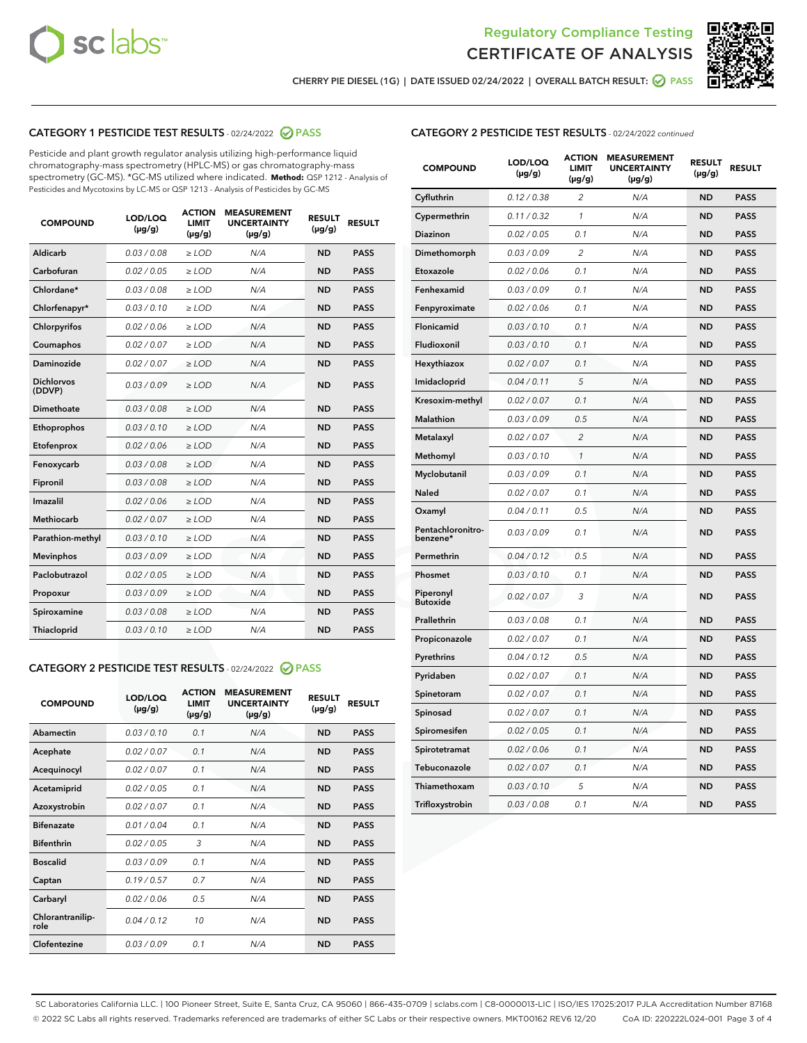Regulatory Compliance Testing

# CERTIFICATE OF ANALYSIS

CHERRY PIE DIESEL (1G) | DATE ISSUED 02/24/2022 | OVERALL BATCH RESULT: PASS

## CATEGORY 1 PESTICIDE TEST RESULTS - 02/24/2022 PASS

Pesticide and plant growth regulator analysis utilizing high-performance liquid chromatography-mass spectrometry (HPLC-MS) or gas chromatography-mass spectrometry (GC-MS). *GC-MS utilized where indicated. **Method:** QSP 1212 - Analysis of Pesticides and Mycotoxins by LC-MS or QSP 1213 - Analysis of Pesticides by GC-MS

| COMPOUND | LOD/LOQ (µg/g) | ACTION LIMIT (µg/g) | MEASUREMENT UNCERTAINTY (µg/g) | RESULT (µg/g) | RESULT |
|---|---|---|---|---|---|
| Aldicarb | 0.03 / 0.08 | ≥ LOD | N/A | ND | PASS |
| Carbofuran | 0.02 / 0.05 | ≥ LOD | N/A | ND | PASS |
| Chlordane* | 0.03 / 0.08 | ≥ LOD | N/A | ND | PASS |
| Chlorfenapyr* | 0.03 / 0.10 | ≥ LOD | N/A | ND | PASS |
| Chlorpyrifos | 0.02 / 0.06 | ≥ LOD | N/A | ND | PASS |
| Coumaphos | 0.02 / 0.07 | ≥ LOD | N/A | ND | PASS |
| Daminozide | 0.02 / 0.07 | ≥ LOD | N/A | ND | PASS |
| Dichlorvos (DDVP) | 0.03 / 0.09 | ≥ LOD | N/A | ND | PASS |
| Dimethoate | 0.03 / 0.08 | ≥ LOD | N/A | ND | PASS |
| Ethoprophos | 0.03 / 0.10 | ≥ LOD | N/A | ND | PASS |
| Etofenprox | 0.02 / 0.06 | ≥ LOD | N/A | ND | PASS |
| Fenoxycarb | 0.03 / 0.08 | ≥ LOD | N/A | ND | PASS |
| Fipronil | 0.03 / 0.08 | ≥ LOD | N/A | ND | PASS |
| Imazalil | 0.02 / 0.06 | ≥ LOD | N/A | ND | PASS |
| Methiocarb | 0.02 / 0.07 | ≥ LOD | N/A | ND | PASS |
| Parathion-methyl | 0.03 / 0.10 | ≥ LOD | N/A | ND | PASS |
| Mevinphos | 0.03 / 0.09 | ≥ LOD | N/A | ND | PASS |
| Paclobutrazol | 0.02 / 0.05 | ≥ LOD | N/A | ND | PASS |
| Propoxur | 0.03 / 0.09 | ≥ LOD | N/A | ND | PASS |
| Spiroxamine | 0.03 / 0.08 | ≥ LOD | N/A | ND | PASS |
| Thiacloprid | 0.03 / 0.10 | ≥ LOD | N/A | ND | PASS |

## CATEGORY 2 PESTICIDE TEST RESULTS - 02/24/2022 PASS

| COMPOUND | LOD/LOQ (µg/g) | ACTION LIMIT (µg/g) | MEASUREMENT UNCERTAINTY (µg/g) | RESULT (µg/g) | RESULT |
|---|---|---|---|---|---|
| Abamectin | 0.03 / 0.10 | 0.1 | N/A | ND | PASS |
| Acephate | 0.02 / 0.07 | 0.1 | N/A | ND | PASS |
| Acequinocyl | 0.02 / 0.07 | 0.1 | N/A | ND | PASS |
| Acetamiprid | 0.02 / 0.05 | 0.1 | N/A | ND | PASS |
| Azoxystrobin | 0.02 / 0.07 | 0.1 | N/A | ND | PASS |
| Bifenazate | 0.01 / 0.04 | 0.1 | N/A | ND | PASS |
| Bifenthrin | 0.02 / 0.05 | 3 | N/A | ND | PASS |
| Boscalid | 0.03 / 0.09 | 0.1 | N/A | ND | PASS |
| Captan | 0.19 / 0.57 | 0.7 | N/A | ND | PASS |
| Carbaryl | 0.02 / 0.06 | 0.5 | N/A | ND | PASS |
| Chlorantraniliprole | 0.04 / 0.12 | 10 | N/A | ND | PASS |
| Clofentezine | 0.03 / 0.09 | 0.1 | N/A | ND | PASS |
| Cyfluthrin | 0.12 / 0.38 | 2 | N/A | ND | PASS |
| Cypermethrin | 0.11 / 0.32 | 1 | N/A | ND | PASS |
| Diazinon | 0.02 / 0.05 | 0.1 | N/A | ND | PASS |
| Dimethomorph | 0.03 / 0.09 | 2 | N/A | ND | PASS |
| Etoxazole | 0.02 / 0.06 | 0.1 | N/A | ND | PASS |
| Fenhexamid | 0.03 / 0.09 | 0.1 | N/A | ND | PASS |
| Fenpyroximate | 0.02 / 0.06 | 0.1 | N/A | ND | PASS |
| Flonicamid | 0.03 / 0.10 | 0.1 | N/A | ND | PASS |
| Fludioxonil | 0.03 / 0.10 | 0.1 | N/A | ND | PASS |
| Hexythiazox | 0.02 / 0.07 | 0.1 | N/A | ND | PASS |
| Imidacloprid | 0.04 / 0.11 | 5 | N/A | ND | PASS |
| Kresoxim-methyl | 0.02 / 0.07 | 0.1 | N/A | ND | PASS |
| Malathion | 0.03 / 0.09 | 0.5 | N/A | ND | PASS |
| Metalaxyl | 0.02 / 0.07 | 2 | N/A | ND | PASS |
| Methomyl | 0.03 / 0.10 | 1 | N/A | ND | PASS |
| Myclobutanil | 0.03 / 0.09 | 0.1 | N/A | ND | PASS |
| Naled | 0.02 / 0.07 | 0.1 | N/A | ND | PASS |
| Oxamyl | 0.04 / 0.11 | 0.5 | N/A | ND | PASS |
| Pentachloronitrobenzene* | 0.03 / 0.09 | 0.1 | N/A | ND | PASS |
| Permethrin | 0.04 / 0.12 | 0.5 | N/A | ND | PASS |
| Phosmet | 0.03 / 0.10 | 0.1 | N/A | ND | PASS |
| Piperonyl Butoxide | 0.02 / 0.07 | 3 | N/A | ND | PASS |
| Prallethrin | 0.03 / 0.08 | 0.1 | N/A | ND | PASS |
| Propiconazole | 0.02 / 0.07 | 0.1 | N/A | ND | PASS |
| Pyrethrins | 0.04 / 0.12 | 0.5 | N/A | ND | PASS |
| Pyridaben | 0.02 / 0.07 | 0.1 | N/A | ND | PASS |
| Spinetoram | 0.02 / 0.07 | 0.1 | N/A | ND | PASS |
| Spinosad | 0.02 / 0.07 | 0.1 | N/A | ND | PASS |
| Spiromesifen | 0.02 / 0.05 | 0.1 | N/A | ND | PASS |
| Spirotetramat | 0.02 / 0.06 | 0.1 | N/A | ND | PASS |
| Tebuconazole | 0.02 / 0.07 | 0.1 | N/A | ND | PASS |
| Thiamethoxam | 0.03 / 0.10 | 5 | N/A | ND | PASS |
| Trifloxystrobin | 0.03 / 0.08 | 0.1 | N/A | ND | PASS |

SC Laboratories California LLC. | 100 Pioneer Street, Suite E, Santa Cruz, CA 95060 | 866-435-0709 | sclabs.com | C8-0000013-LIC | ISO/IES 17025:2017 PJLA Accreditation Number 87168
© 2022 SC Labs all rights reserved. Trademarks referenced are trademarks of either SC Labs or their respective owners. MKT00162 REV6 12/20 CoA ID: 220222L024-001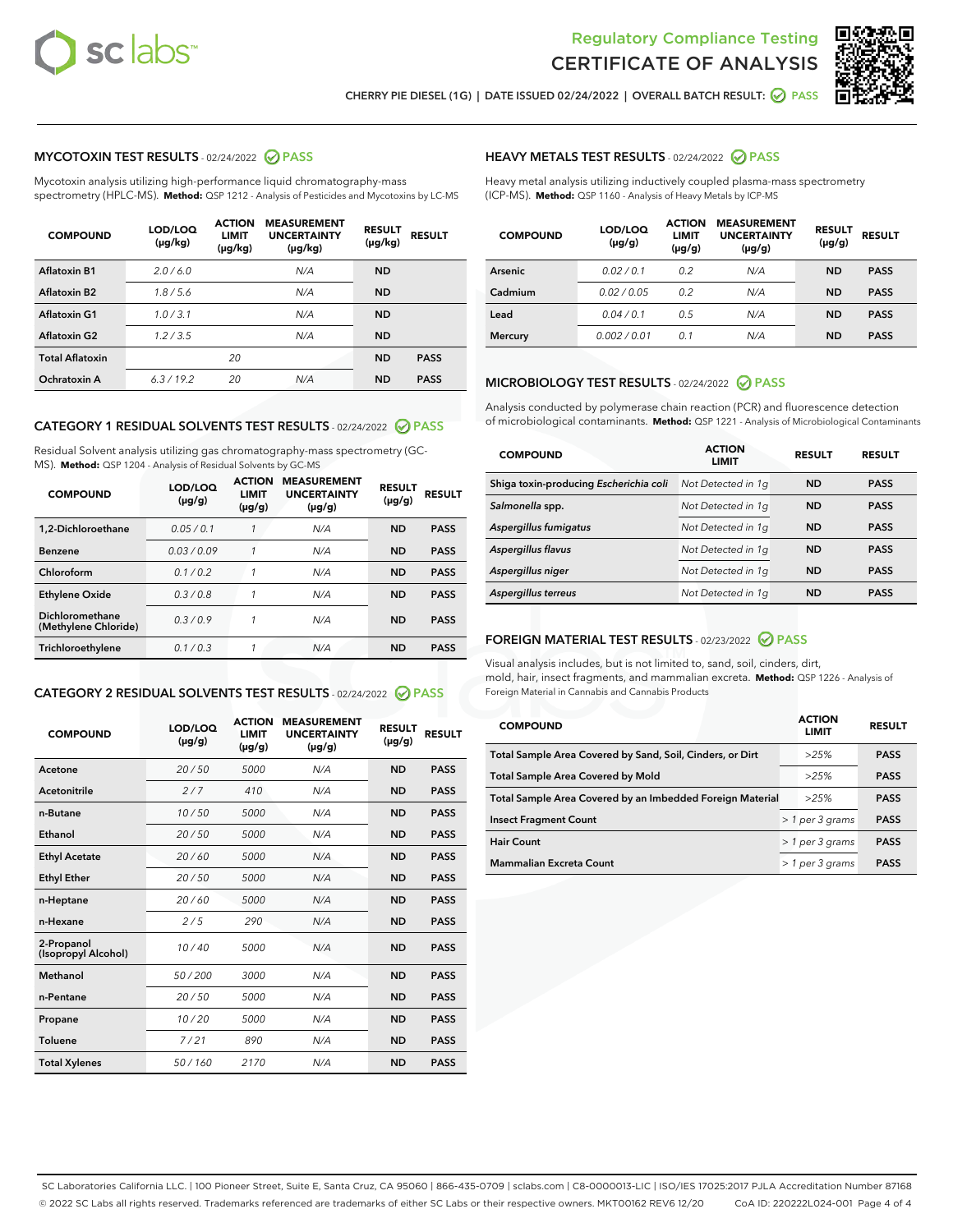Regulatory Compliance Testing
# CERTIFICATE OF ANALYSIS

CHERRY PIE DIESEL (1G) | DATE ISSUED 02/24/2022 | OVERALL BATCH RESULT: PASS

## MYCOTOXIN TEST RESULTS - 02/24/2022 PASS

Mycotoxin analysis utilizing high-performance liquid chromatography-mass spectrometry (HPLC-MS). **Method:** QSP 1212 - Analysis of Pesticides and Mycotoxins by LC-MS

| COMPOUND | LOD/LOQ (µg/kg) | ACTION LIMIT (µg/kg) | MEASUREMENT UNCERTAINTY (µg/kg) | RESULT (µg/kg) | RESULT |
|---|---|---|---|---|---|
| Aflatoxin B1 | 2.0 / 6.0 | | N/A | ND | |
| Aflatoxin B2 | 1.8 / 5.6 | | N/A | ND | |
| Aflatoxin G1 | 1.0 / 3.1 | | N/A | ND | |
| Aflatoxin G2 | 1.2 / 3.5 | | N/A | ND | |
| Total Aflatoxin | | 20 | | ND | PASS |
| Ochratoxin A | 6.3 / 19.2 | 20 | N/A | ND | PASS |

## CATEGORY 1 RESIDUAL SOLVENTS TEST RESULTS - 02/24/2022 PASS

Residual Solvent analysis utilizing gas chromatography-mass spectrometry (GC-MS). **Method:** QSP 1204 - Analysis of Residual Solvents by GC-MS

| COMPOUND | LOD/LOQ (µg/g) | ACTION LIMIT (µg/g) | MEASUREMENT UNCERTAINTY (µg/g) | RESULT (µg/g) | RESULT |
|---|---|---|---|---|---|
| 1,2-Dichloroethane | 0.05 / 0.1 | 1 | N/A | ND | PASS |
| Benzene | 0.03 / 0.09 | 1 | N/A | ND | PASS |
| Chloroform | 0.1 / 0.2 | 1 | N/A | ND | PASS |
| Ethylene Oxide | 0.3 / 0.8 | 1 | N/A | ND | PASS |
| Dichloromethane (Methylene Chloride) | 0.3 / 0.9 | 1 | N/A | ND | PASS |
| Trichloroethylene | 0.1 / 0.3 | 1 | N/A | ND | PASS |

## CATEGORY 2 RESIDUAL SOLVENTS TEST RESULTS - 02/24/2022 PASS

| COMPOUND | LOD/LOQ (µg/g) | ACTION LIMIT (µg/g) | MEASUREMENT UNCERTAINTY (µg/g) | RESULT (µg/g) | RESULT |
|---|---|---|---|---|---|
| Acetone | 20 / 50 | 5000 | N/A | ND | PASS |
| Acetonitrile | 2 / 7 | 410 | N/A | ND | PASS |
| n-Butane | 10 / 50 | 5000 | N/A | ND | PASS |
| Ethanol | 20 / 50 | 5000 | N/A | ND | PASS |
| Ethyl Acetate | 20 / 60 | 5000 | N/A | ND | PASS |
| Ethyl Ether | 20 / 50 | 5000 | N/A | ND | PASS |
| n-Heptane | 20 / 60 | 5000 | N/A | ND | PASS |
| n-Hexane | 2 / 5 | 290 | N/A | ND | PASS |
| 2-Propanol (Isopropyl Alcohol) | 10 / 40 | 5000 | N/A | ND | PASS |
| Methanol | 50 / 200 | 3000 | N/A | ND | PASS |
| n-Pentane | 20 / 50 | 5000 | N/A | ND | PASS |
| Propane | 10 / 20 | 5000 | N/A | ND | PASS |
| Toluene | 7 / 21 | 890 | N/A | ND | PASS |
| Total Xylenes | 50 / 160 | 2170 | N/A | ND | PASS |

## HEAVY METALS TEST RESULTS - 02/24/2022 PASS

Heavy metal analysis utilizing inductively coupled plasma-mass spectrometry (ICP-MS). **Method:** QSP 1160 - Analysis of Heavy Metals by ICP-MS

| COMPOUND | LOD/LOQ (µg/g) | ACTION LIMIT (µg/g) | MEASUREMENT UNCERTAINTY (µg/g) | RESULT (µg/g) | RESULT |
|---|---|---|---|---|---|
| Arsenic | 0.02 / 0.1 | 0.2 | N/A | ND | PASS |
| Cadmium | 0.02 / 0.05 | 0.2 | N/A | ND | PASS |
| Lead | 0.04 / 0.1 | 0.5 | N/A | ND | PASS |
| Mercury | 0.002 / 0.01 | 0.1 | N/A | ND | PASS |

## MICROBIOLOGY TEST RESULTS - 02/24/2022 PASS

Analysis conducted by polymerase chain reaction (PCR) and fluorescence detection of microbiological contaminants. **Method:** QSP 1221 - Analysis of Microbiological Contaminants

| COMPOUND | ACTION LIMIT | RESULT | RESULT |
|---|---|---|---|
| Shiga toxin-producing *Escherichia coli* | Not Detected in 1g | ND | PASS |
| *Salmonella* spp. | Not Detected in 1g | ND | PASS |
| *Aspergillus fumigatus* | Not Detected in 1g | ND | PASS |
| *Aspergillus flavus* | Not Detected in 1g | ND | PASS |
| *Aspergillus niger* | Not Detected in 1g | ND | PASS |
| *Aspergillus terreus* | Not Detected in 1g | ND | PASS |

## FOREIGN MATERIAL TEST RESULTS - 02/23/2022 PASS

Visual analysis includes, but is not limited to, sand, soil, cinders, dirt, mold, hair, insect fragments, and mammalian excreta. **Method:** QSP 1226 - Analysis of Foreign Material in Cannabis and Cannabis Products

| COMPOUND | ACTION LIMIT | RESULT |
|---|---|---|
| Total Sample Area Covered by Sand, Soil, Cinders, or Dirt | >25% | PASS |
| Total Sample Area Covered by Mold | >25% | PASS |
| Total Sample Area Covered by an Imbedded Foreign Material | >25% | PASS |
| Insect Fragment Count | > 1 per 3 grams | PASS |
| Hair Count | > 1 per 3 grams | PASS |
| Mammalian Excreta Count | > 1 per 3 grams | PASS |

SC Laboratories California LLC. | 100 Pioneer Street, Suite E, Santa Cruz, CA 95060 | 866-435-0709 | sclabs.com | C8-0000013-LIC | ISO/IES 17025:2017 PJLA Accreditation Number 87168
© 2022 SC Labs all rights reserved. Trademarks referenced are trademarks of either SC Labs or their respective owners. MKT00162 REV6 12/20 CoA ID: 220222L024-001